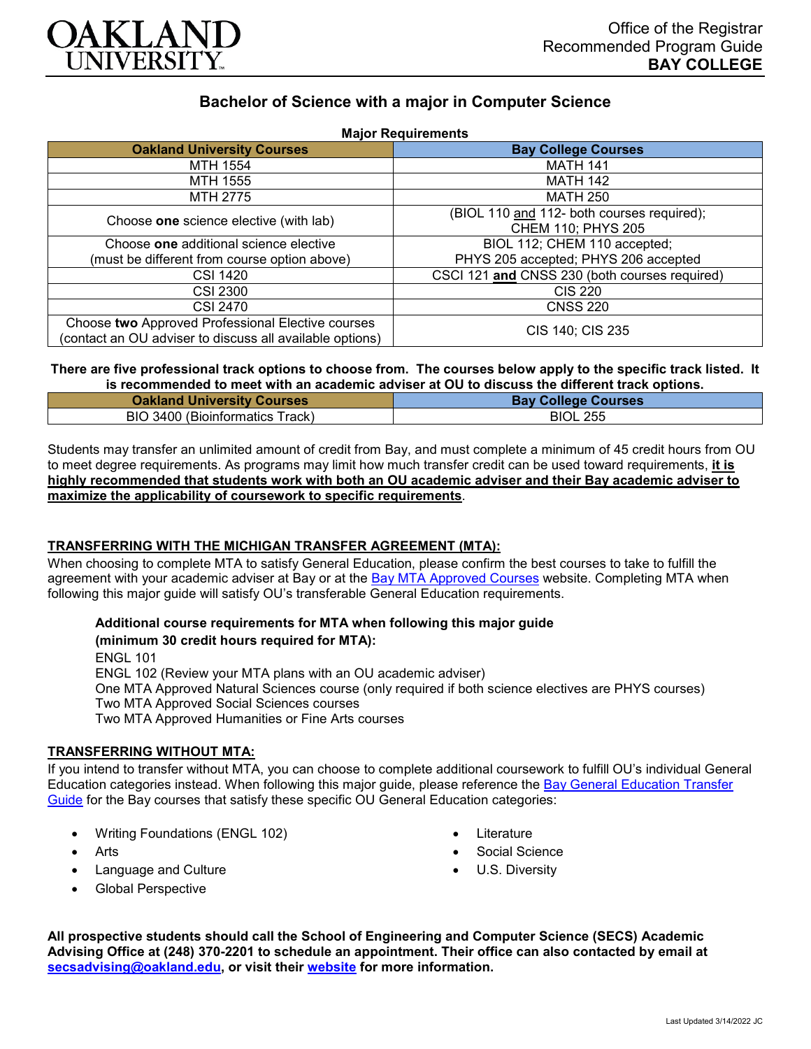# OAKLAND UNIVERSITY

Office of the Registrar
Recommended Program Guide
**BAY COLLEGE**

## Bachelor of Science with a major in Computer Science

**Major Requirements**

| Oakland University Courses | Bay College Courses |
|---|---|
| MTH 1554 | MATH 141 |
| MTH 1555 | MATH 142 |
| MTH 2775 | MATH 250 |
| Choose **one** science elective (with lab) | (BIOL 110 and 112- both courses required); CHEM 110; PHYS 205 |
| Choose **one** additional science elective (must be different from course option above) | BIOL 112; CHEM 110 accepted; PHYS 205 accepted; PHYS 206 accepted |
| CSI 1420 | CSCI 121 **and** CNSS 230 (both courses required) |
| CSI 2300 | CIS 220 |
| CSI 2470 | CNSS 220 |
| Choose **two** Approved Professional Elective courses (contact an OU adviser to discuss all available options) | CIS 140; CIS 235 |

**There are five professional track options to choose from. The courses below apply to the specific track listed. It is recommended to meet with an academic adviser at OU to discuss the different track options.**

| Oakland University Courses | Bay College Courses |
|---|---|
| BIO 3400 (Bioinformatics Track) | BIOL 255 |

Students may transfer an unlimited amount of credit from Bay, and must complete a minimum of 45 credit hours from OU to meet degree requirements. As programs may limit how much transfer credit can be used toward requirements, **it is highly recommended that students work with both an OU academic adviser and their Bay academic adviser to maximize the applicability of coursework to specific requirements**.

### TRANSFERRING WITH THE MICHIGAN TRANSFER AGREEMENT (MTA):

When choosing to complete MTA to satisfy General Education, please confirm the best courses to take to fulfill the agreement with your academic adviser at Bay or at the Bay MTA Approved Courses website. Completing MTA when following this major guide will satisfy OU's transferable General Education requirements.

**Additional course requirements for MTA when following this major guide (minimum 30 credit hours required for MTA):**

ENGL 101
ENGL 102 (Review your MTA plans with an OU academic adviser)
One MTA Approved Natural Sciences course (only required if both science electives are PHYS courses)
Two MTA Approved Social Sciences courses
Two MTA Approved Humanities or Fine Arts courses

### TRANSFERRING WITHOUT MTA:

If you intend to transfer without MTA, you can choose to complete additional coursework to fulfill OU's individual General Education categories instead. When following this major guide, please reference the Bay General Education Transfer Guide for the Bay courses that satisfy these specific OU General Education categories:

- Writing Foundations (ENGL 102)
- Arts
- Language and Culture
- Global Perspective
- Literature
- Social Science
- U.S. Diversity

**All prospective students should call the School of Engineering and Computer Science (SECS) Academic Advising Office at (248) 370-2201 to schedule an appointment. Their office can also contacted by email at secsadvising@oakland.edu, or visit their website for more information.**

Last Updated 3/14/2022 JC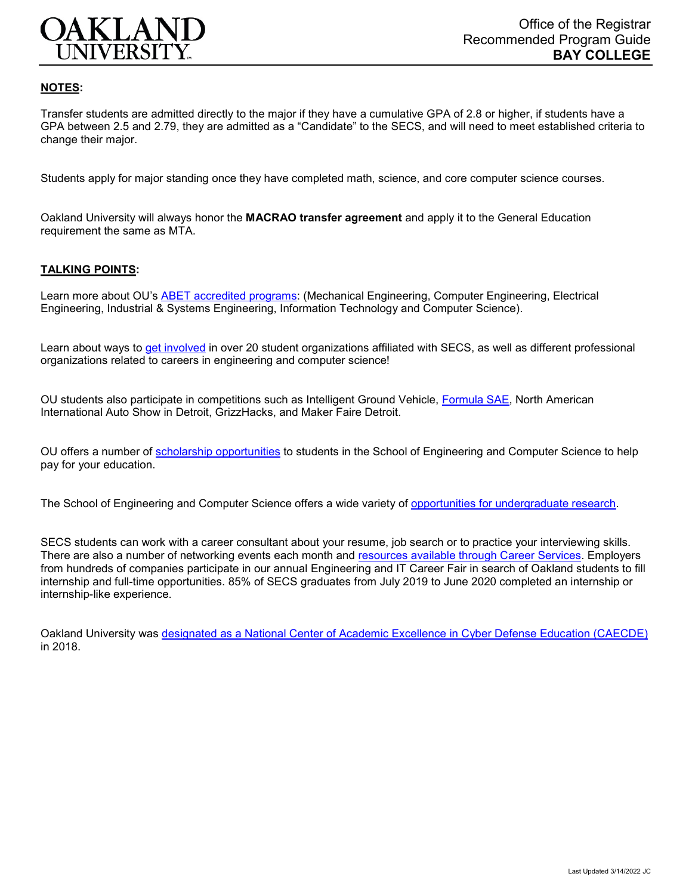**NOTES:**

Transfer students are admitted directly to the major if they have a cumulative GPA of 2.8 or higher, if students have a GPA between 2.5 and 2.79, they are admitted as a "Candidate" to the SECS, and will need to meet established criteria to change their major.

Students apply for major standing once they have completed math, science, and core computer science courses.

Oakland University will always honor the **MACRAO transfer agreement** and apply it to the General Education requirement the same as MTA.

**TALKING POINTS:**

Learn more about OU's ABET accredited programs: (Mechanical Engineering, Computer Engineering, Electrical Engineering, Industrial & Systems Engineering, Information Technology and Computer Science).

Learn about ways to get involved in over 20 student organizations affiliated with SECS, as well as different professional organizations related to careers in engineering and computer science!

OU students also participate in competitions such as Intelligent Ground Vehicle, Formula SAE, North American International Auto Show in Detroit, GrizzHacks, and Maker Faire Detroit.

OU offers a number of scholarship opportunities to students in the School of Engineering and Computer Science to help pay for your education.

The School of Engineering and Computer Science offers a wide variety of opportunities for undergraduate research.

SECS students can work with a career consultant about your resume, job search or to practice your interviewing skills. There are also a number of networking events each month and resources available through Career Services. Employers from hundreds of companies participate in our annual Engineering and IT Career Fair in search of Oakland students to fill internship and full-time opportunities. 85% of SECS graduates from July 2019 to June 2020 completed an internship or internship-like experience.

Oakland University was designated as a National Center of Academic Excellence in Cyber Defense Education (CAECDE) in 2018.

Last Updated 3/14/2022 JC